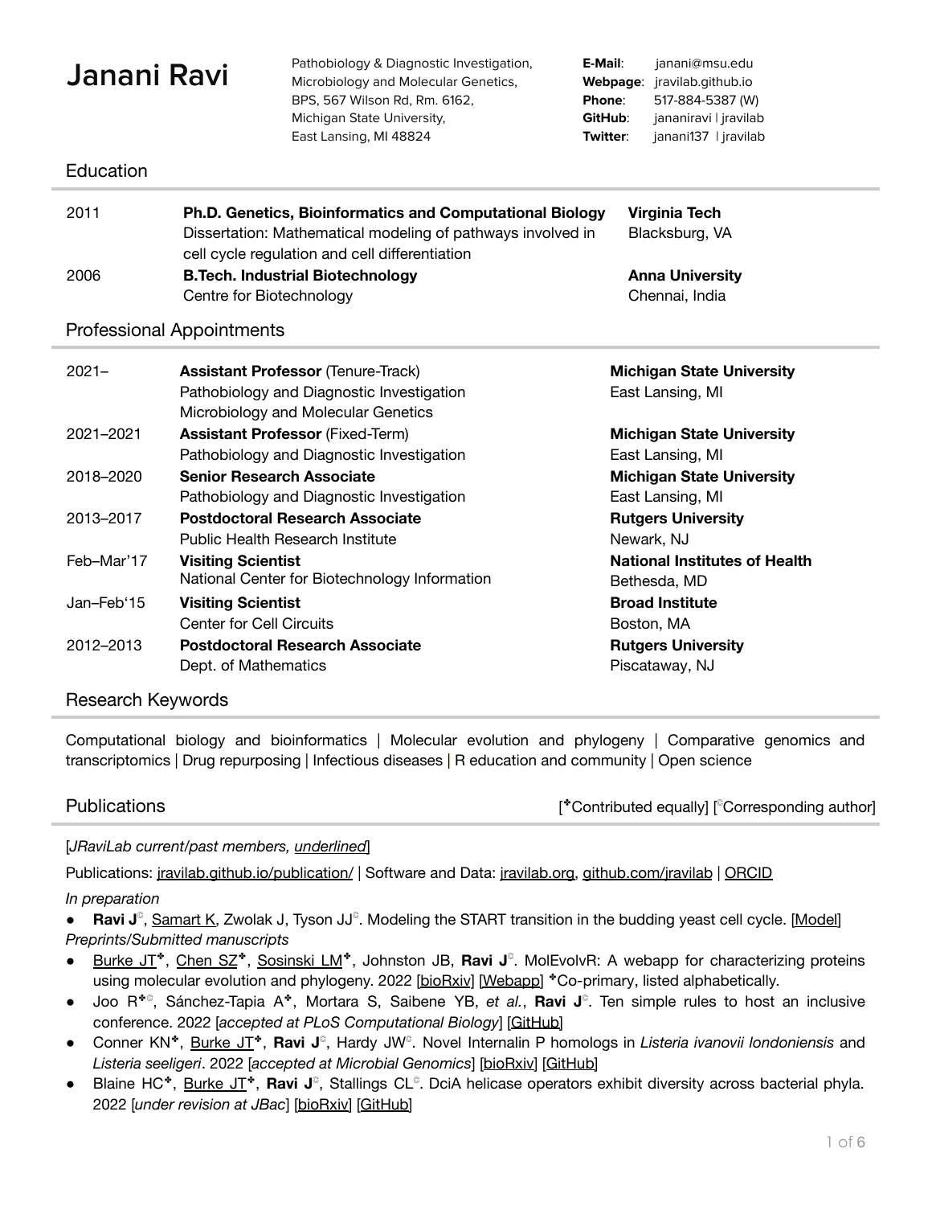# Janani Ravi

Pathobiology & Diagnostic Investigation,
Microbiology and Molecular Genetics,
BPS, 567 Wilson Rd, Rm. 6162,
Michigan State University,
East Lansing, MI 48824

**E-Mail**: janani@msu.edu
**Webpage**: jravilab.github.io
**Phone**: 517-884-5387 (W)
**GitHub**: jananiravi | jravilab
**Twitter**: janani137 | jravilab

## Education

| | | |
|---|---|---|
| 2011 | **Ph.D. Genetics, Bioinformatics and Computational Biology**<br>Dissertation: Mathematical modeling of pathways involved in cell cycle regulation and cell differentiation | **Virginia Tech**<br>Blacksburg, VA |
| 2006 | **B.Tech. Industrial Biotechnology**<br>Centre for Biotechnology | **Anna University**<br>Chennai, India |

## Professional Appointments

| | | |
|---|---|---|
| 2021– | **Assistant Professor** (Tenure-Track)<br>Pathobiology and Diagnostic Investigation<br>Microbiology and Molecular Genetics | **Michigan State University**<br>East Lansing, MI |
| 2021–2021 | **Assistant Professor** (Fixed-Term)<br>Pathobiology and Diagnostic Investigation | **Michigan State University**<br>East Lansing, MI |
| 2018–2020 | **Senior Research Associate**<br>Pathobiology and Diagnostic Investigation | **Michigan State University**<br>East Lansing, MI |
| 2013–2017 | **Postdoctoral Research Associate**<br>Public Health Research Institute | **Rutgers University**<br>Newark, NJ |
| Feb–Mar'17 | **Visiting Scientist**<br>National Center for Biotechnology Information | **National Institutes of Health**<br>Bethesda, MD |
| Jan–Feb'15 | **Visiting Scientist**<br>Center for Cell Circuits | **Broad Institute**<br>Boston, MA |
| 2012–2013 | **Postdoctoral Research Associate**<br>Dept. of Mathematics | **Rutgers University**<br>Piscataway, NJ |

## Research Keywords

Computational biology and bioinformatics | Molecular evolution and phylogeny | Comparative genomics and transcriptomics | Drug repurposing | Infectious diseases | R education and community | Open science

## Publications

[✦Contributed equally] [©Corresponding author]

[*JRaviLab current/past members, underlined*]

Publications: jravilab.github.io/publication/ | Software and Data: jravilab.org, github.com/jravilab | ORCID

*In preparation*

- **Ravi J**©, Samart K, Zwolak J, Tyson JJ©. Modeling the START transition in the budding yeast cell cycle. [Model]

*Preprints/Submitted manuscripts*

- Burke JT✦, Chen SZ✦, Sosinski LM✦, Johnston JB, **Ravi J**©. MolEvolvR: A webapp for characterizing proteins using molecular evolution and phylogeny. 2022 [bioRxiv] [Webapp] ✦Co-primary, listed alphabetically.
- Joo R✦©, Sánchez-Tapia A✦, Mortara S, Saibene YB, *et al.*, **Ravi J**©. Ten simple rules to host an inclusive conference. 2022 [*accepted at PLoS Computational Biology*] [GitHub]
- Conner KN✦, Burke JT✦, **Ravi J**©, Hardy JW©. Novel Internalin P homologs in *Listeria ivanovii londoniensis* and *Listeria seeligeri*. 2022 [*accepted at Microbial Genomics*] [bioRxiv] [GitHub]
- Blaine HC✦, Burke JT✦, **Ravi J**©, Stallings CL©. DciA helicase operators exhibit diversity across bacterial phyla. 2022 [*under revision at JBac*] [bioRxiv] [GitHub]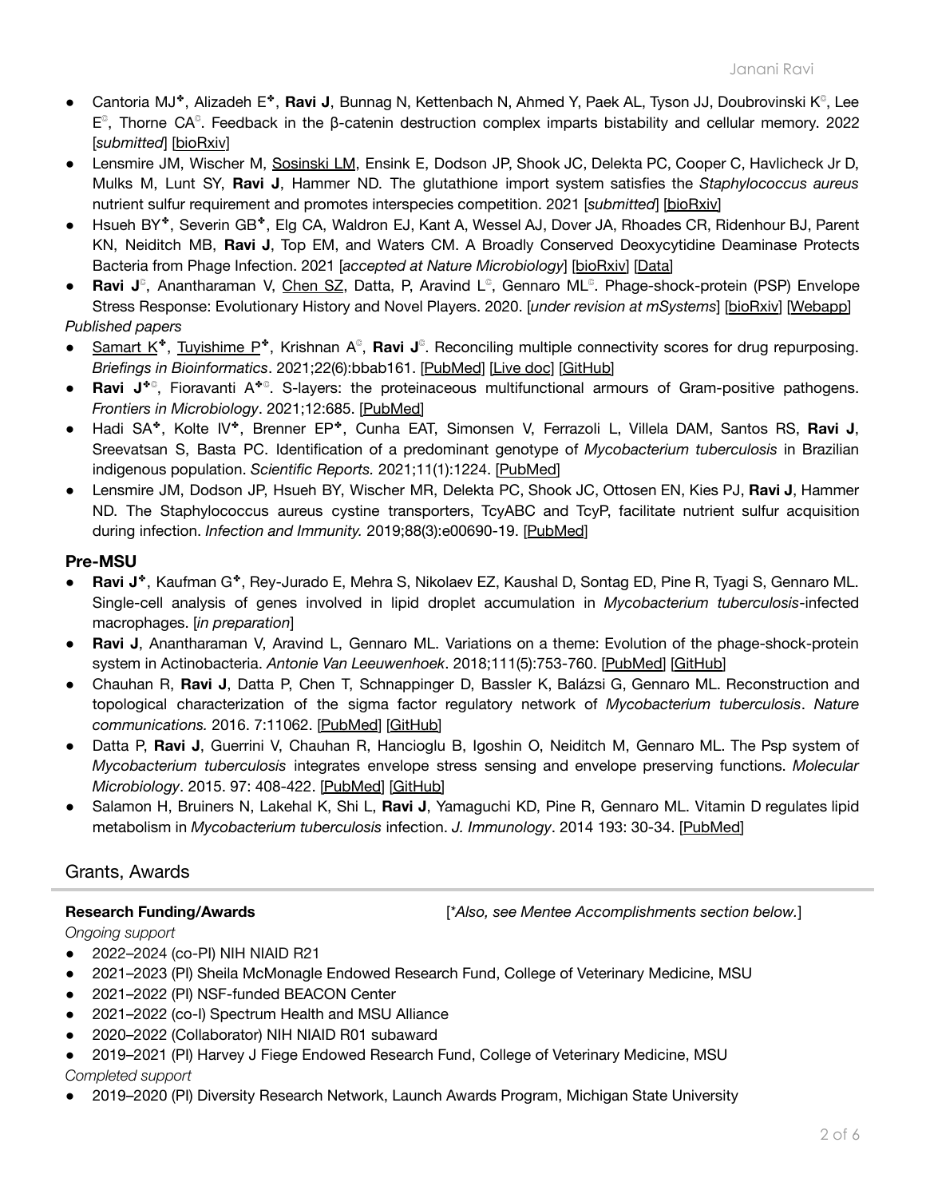- Cantoria MJ✤, Alizadeh E✤, **Ravi J**, Bunnag N, Kettenbach N, Ahmed Y, Paek AL, Tyson JJ, Doubrovinski K©, Lee E©, Thorne CA©. Feedback in the β-catenin destruction complex imparts bistability and cellular memory. 2022 [*submitted*] [bioRxiv]
- Lensmire JM, Wischer M, Sosinski LM, Ensink E, Dodson JP, Shook JC, Delekta PC, Cooper C, Havlicheck Jr D, Mulks M, Lunt SY, **Ravi J**, Hammer ND. The glutathione import system satisfies the *Staphylococcus aureus* nutrient sulfur requirement and promotes interspecies competition. 2021 [*submitted*] [bioRxiv]
- Hsueh BY✤, Severin GB✤, Elg CA, Waldron EJ, Kant A, Wessel AJ, Dover JA, Rhoades CR, Ridenhour BJ, Parent KN, Neiditch MB, **Ravi J**, Top EM, and Waters CM. A Broadly Conserved Deoxycytidine Deaminase Protects Bacteria from Phage Infection. 2021 [*accepted at Nature Microbiology*] [bioRxiv] [Data]
- **Ravi J**©, Anantharaman V, Chen SZ, Datta, P, Aravind L©, Gennaro ML©. Phage-shock-protein (PSP) Envelope Stress Response: Evolutionary History and Novel Players. 2020. [*under revision at mSystems*] [bioRxiv] [Webapp]

*Published papers*

- Samart K✤, Tuyishime P✤, Krishnan A©, **Ravi J**©. Reconciling multiple connectivity scores for drug repurposing. *Briefings in Bioinformatics*. 2021;22(6):bbab161. [PubMed] [Live doc] [GitHub]
- **Ravi J**✤©, Fioravanti A✤©. S-layers: the proteinaceous multifunctional armours of Gram-positive pathogens. *Frontiers in Microbiology*. 2021;12:685. [PubMed]
- Hadi SA✤, Kolte IV✤, Brenner EP✤, Cunha EAT, Simonsen V, Ferrazoli L, Villela DAM, Santos RS, **Ravi J**, Sreevatsan S, Basta PC. Identification of a predominant genotype of *Mycobacterium tuberculosis* in Brazilian indigenous population. *Scientific Reports*. 2021;11(1):1224. [PubMed]
- Lensmire JM, Dodson JP, Hsueh BY, Wischer MR, Delekta PC, Shook JC, Ottosen EN, Kies PJ, **Ravi J**, Hammer ND. The Staphylococcus aureus cystine transporters, TcyABC and TcyP, facilitate nutrient sulfur acquisition during infection. *Infection and Immunity.* 2019;88(3):e00690-19. [PubMed]

### Pre-MSU

- **Ravi J**✤, Kaufman G✤, Rey-Jurado E, Mehra S, Nikolaev EZ, Kaushal D, Sontag ED, Pine R, Tyagi S, Gennaro ML. Single-cell analysis of genes involved in lipid droplet accumulation in *Mycobacterium tuberculosis*-infected macrophages. [*in preparation*]
- **Ravi J**, Anantharaman V, Aravind L, Gennaro ML. Variations on a theme: Evolution of the phage-shock-protein system in Actinobacteria. *Antonie Van Leeuwenhoek*. 2018;111(5):753-760. [PubMed] [GitHub]
- Chauhan R, **Ravi J**, Datta P, Chen T, Schnappinger D, Bassler K, Balázsi G, Gennaro ML. Reconstruction and topological characterization of the sigma factor regulatory network of *Mycobacterium tuberculosis*. *Nature communications.* 2016. 7:11062. [PubMed] [GitHub]
- Datta P, **Ravi J**, Guerrini V, Chauhan R, Hancioglu B, Igoshin O, Neiditch M, Gennaro ML. The Psp system of *Mycobacterium tuberculosis* integrates envelope stress sensing and envelope preserving functions. *Molecular Microbiology*. 2015. 97: 408-422. [PubMed] [GitHub]
- Salamon H, Bruiners N, Lakehal K, Shi L, **Ravi J**, Yamaguchi KD, Pine R, Gennaro ML. Vitamin D regulates lipid metabolism in *Mycobacterium tuberculosis* infection. *J. Immunology*. 2014 193: 30-34. [PubMed]

## Grants, Awards

**Research Funding/Awards** [**Also, see Mentee Accomplishments section below.*]

*Ongoing support*

- 2022–2024 (co-PI) NIH NIAID R21
- 2021–2023 (PI) Sheila McMonagle Endowed Research Fund, College of Veterinary Medicine, MSU
- 2021–2022 (PI) NSF-funded BEACON Center
- 2021–2022 (co-I) Spectrum Health and MSU Alliance
- 2020–2022 (Collaborator) NIH NIAID R01 subaward
- 2019–2021 (PI) Harvey J Fiege Endowed Research Fund, College of Veterinary Medicine, MSU

*Completed support*

- 2019–2020 (PI) Diversity Research Network, Launch Awards Program, Michigan State University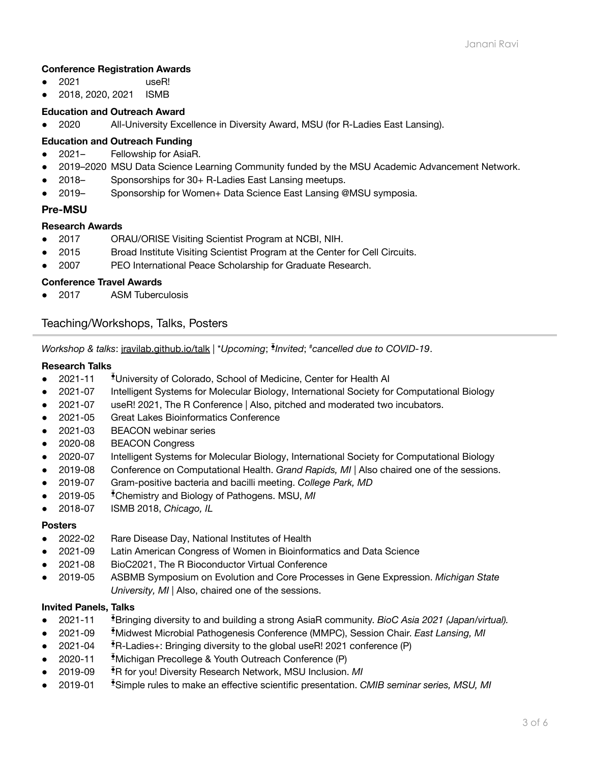#### Conference Registration Awards

- 2021 useR!
- 2018, 2020, 2021 ISMB

#### Education and Outreach Award

- 2020 All-University Excellence in Diversity Award, MSU (for R-Ladies East Lansing).

#### Education and Outreach Funding

- 2021– Fellowship for AsiaR.
- 2019–2020 MSU Data Science Learning Community funded by the MSU Academic Advancement Network.
- 2018– Sponsorships for 30+ R-Ladies East Lansing meetups.
- 2019– Sponsorship for Women+ Data Science East Lansing @MSU symposia.

### Pre-MSU

#### Research Awards

- 2017 ORAU/ORISE Visiting Scientist Program at NCBI, NIH.
- 2015 Broad Institute Visiting Scientist Program at the Center for Cell Circuits.
- 2007 PEO International Peace Scholarship for Graduate Research.

#### Conference Travel Awards

- 2017 ASM Tuberculosis

## Teaching/Workshops, Talks, Posters

*Workshop & talks*: jravilab.github.io/talk | *\*Upcoming*; *ⱡInvited*; *#cancelled due to COVID-19*.

#### Research Talks

- 2021-11 ⱡUniversity of Colorado, School of Medicine, Center for Health AI
- 2021-07 Intelligent Systems for Molecular Biology, International Society for Computational Biology
- 2021-07 useR! 2021, The R Conference | Also, pitched and moderated two incubators.
- 2021-05 Great Lakes Bioinformatics Conference
- 2021-03 BEACON webinar series
- 2020-08 BEACON Congress
- 2020-07 Intelligent Systems for Molecular Biology, International Society for Computational Biology
- 2019-08 Conference on Computational Health. *Grand Rapids, MI* | Also chaired one of the sessions.
- 2019-07 Gram-positive bacteria and bacilli meeting. *College Park, MD*
- 2019-05 ⱡChemistry and Biology of Pathogens. MSU, *MI*
- 2018-07 ISMB 2018, *Chicago, IL*

#### Posters

- 2022-02 Rare Disease Day, National Institutes of Health
- 2021-09 Latin American Congress of Women in Bioinformatics and Data Science
- 2021-08 BioC2021, The R Bioconductor Virtual Conference
- 2019-05 ASBMB Symposium on Evolution and Core Processes in Gene Expression. *Michigan State University, MI* | Also, chaired one of the sessions.

#### Invited Panels, Talks

- 2021-11 ⱡBringing diversity to and building a strong AsiaR community. *BioC Asia 2021 (Japan/virtual).*
- 2021-09 ⱡMidwest Microbial Pathogenesis Conference (MMPC), Session Chair. *East Lansing, MI*
- 2021-04 ⱡR-Ladies+: Bringing diversity to the global useR! 2021 conference (P)
- 2020-11 ⱡMichigan Precollege & Youth Outreach Conference (P)
- 2019-09 ⱡR for you! Diversity Research Network, MSU Inclusion. *MI*
- 2019-01 ⱡSimple rules to make an effective scientific presentation. *CMIB seminar series, MSU, MI*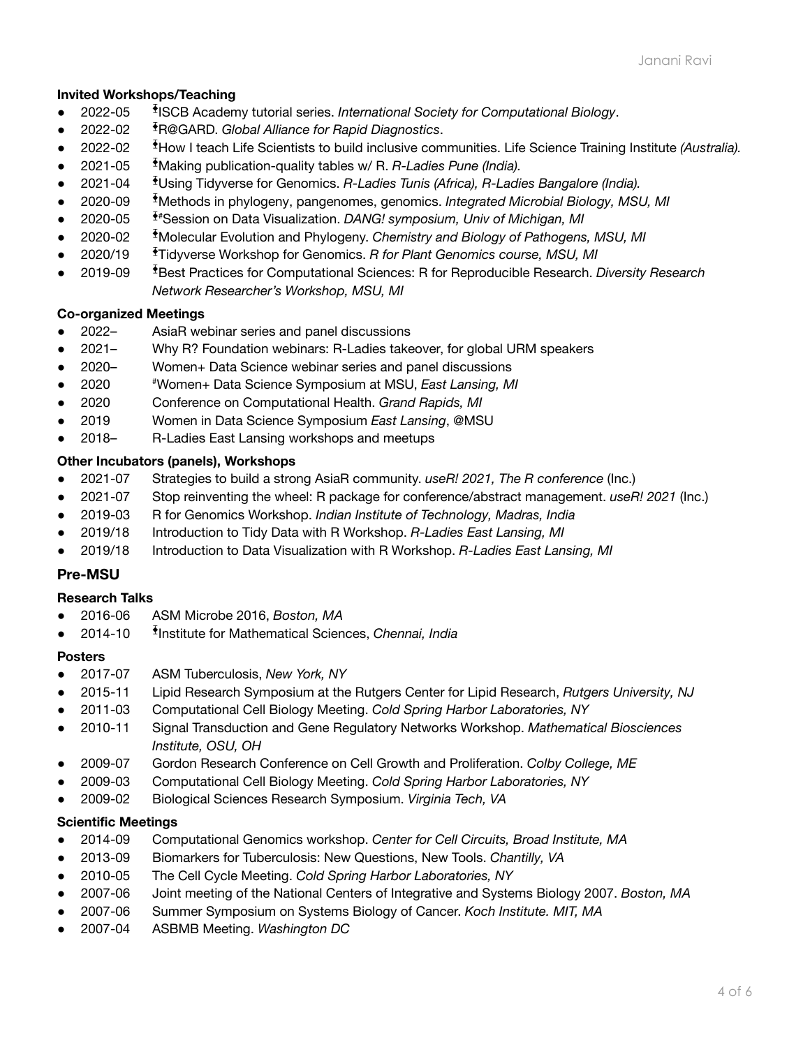### Invited Workshops/Teaching

- 2022-05 ⭳ISCB Academy tutorial series. *International Society for Computational Biology*.
- 2022-02 ⭳R@GARD. *Global Alliance for Rapid Diagnostics*.
- 2022-02 ⭳How I teach Life Scientists to build inclusive communities. Life Science Training Institute *(Australia).*
- 2021-05 ⭳Making publication-quality tables w/ R. *R-Ladies Pune (India).*
- 2021-04 ⭳Using Tidyverse for Genomics. *R-Ladies Tunis (Africa), R-Ladies Bangalore (India).*
- 2020-09 ⭳Methods in phylogeny, pangenomes, genomics. *Integrated Microbial Biology, MSU, MI*
- 2020-05 ⭳#Session on Data Visualization. *DANG! symposium, Univ of Michigan, MI*
- 2020-02 ⭳Molecular Evolution and Phylogeny. *Chemistry and Biology of Pathogens, MSU, MI*
- 2020/19 ⭳Tidyverse Workshop for Genomics. *R for Plant Genomics course, MSU, MI*
- 2019-09 ⭳Best Practices for Computational Sciences: R for Reproducible Research. *Diversity Research Network Researcher's Workshop, MSU, MI*

### Co-organized Meetings

- 2022– AsiaR webinar series and panel discussions
- 2021– Why R? Foundation webinars: R-Ladies takeover, for global URM speakers
- 2020– Women+ Data Science webinar series and panel discussions
- 2020 #Women+ Data Science Symposium at MSU, *East Lansing, MI*
- 2020 Conference on Computational Health. *Grand Rapids, MI*
- 2019 Women in Data Science Symposium *East Lansing*, @MSU
- 2018– R-Ladies East Lansing workshops and meetups

### Other Incubators (panels), Workshops

- 2021-07 Strategies to build a strong AsiaR community. *useR! 2021, The R conference* (Inc.)
- 2021-07 Stop reinventing the wheel: R package for conference/abstract management. *useR! 2021* (Inc.)
- 2019-03 R for Genomics Workshop. *Indian Institute of Technology, Madras, India*
- 2019/18 Introduction to Tidy Data with R Workshop. *R-Ladies East Lansing, MI*
- 2019/18 Introduction to Data Visualization with R Workshop. *R-Ladies East Lansing, MI*

## Pre-MSU

### Research Talks

- 2016-06 ASM Microbe 2016, *Boston, MA*
- 2014-10 ⭳Institute for Mathematical Sciences, *Chennai, India*

### Posters

- 2017-07 ASM Tuberculosis, *New York, NY*
- 2015-11 Lipid Research Symposium at the Rutgers Center for Lipid Research, *Rutgers University, NJ*
- 2011-03 Computational Cell Biology Meeting. *Cold Spring Harbor Laboratories, NY*
- 2010-11 Signal Transduction and Gene Regulatory Networks Workshop. *Mathematical Biosciences Institute, OSU, OH*
- 2009-07 Gordon Research Conference on Cell Growth and Proliferation. *Colby College, ME*
- 2009-03 Computational Cell Biology Meeting. *Cold Spring Harbor Laboratories, NY*
- 2009-02 Biological Sciences Research Symposium. *Virginia Tech, VA*

### Scientific Meetings

- 2014-09 Computational Genomics workshop. *Center for Cell Circuits, Broad Institute, MA*
- 2013-09 Biomarkers for Tuberculosis: New Questions, New Tools. *Chantilly, VA*
- 2010-05 The Cell Cycle Meeting. *Cold Spring Harbor Laboratories, NY*
- 2007-06 Joint meeting of the National Centers of Integrative and Systems Biology 2007. *Boston, MA*
- 2007-06 Summer Symposium on Systems Biology of Cancer. *Koch Institute. MIT, MA*
- 2007-04 ASBMB Meeting. *Washington DC*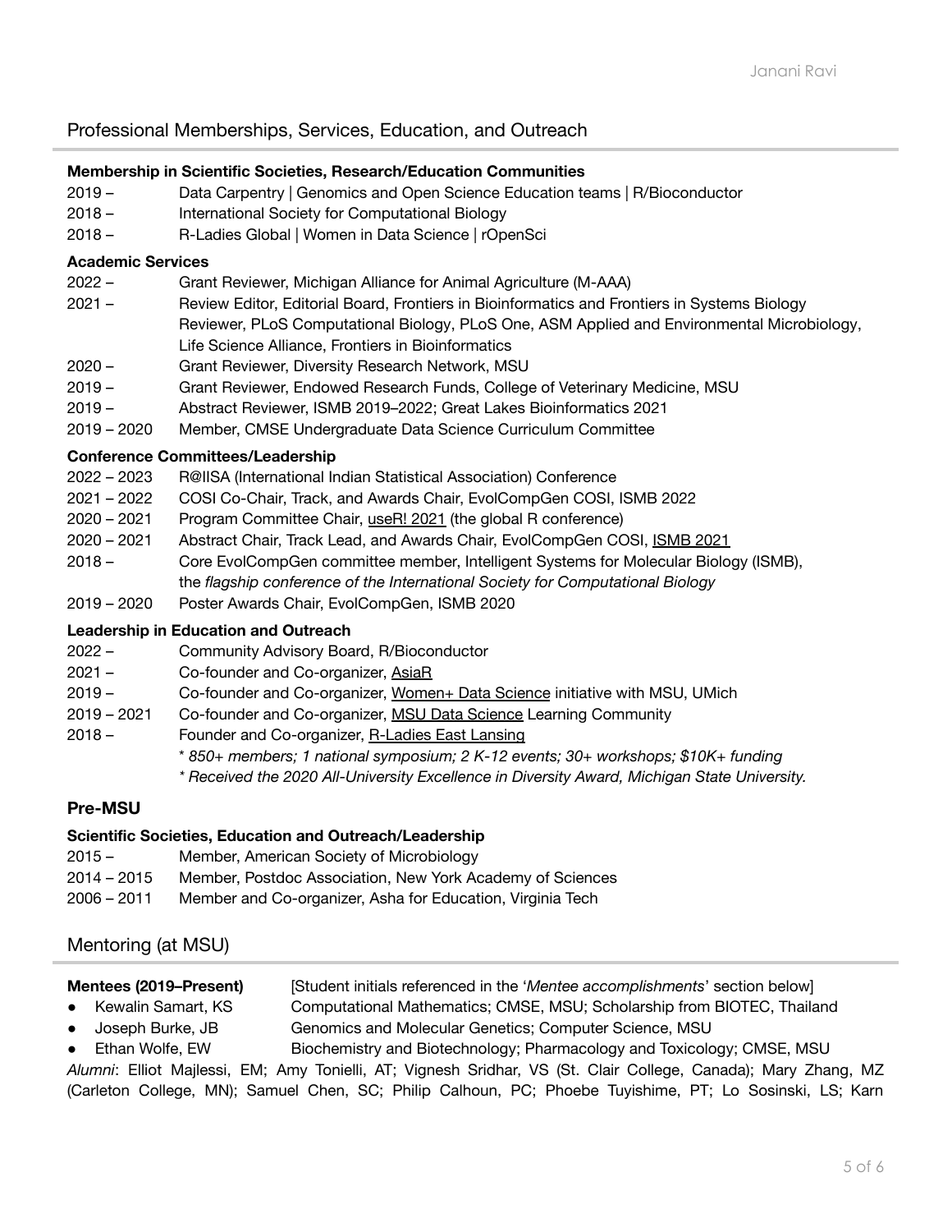## Professional Memberships, Services, Education, and Outreach

**Membership in Scientific Societies, Research/Education Communities**

| | |
|---|---|
| 2019 – | Data Carpentry \| Genomics and Open Science Education teams \| R/Bioconductor |
| 2018 – | International Society for Computational Biology |
| 2018 – | R-Ladies Global \| Women in Data Science \| rOpenSci |

**Academic Services**

| | |
|---|---|
| 2022 – | Grant Reviewer, Michigan Alliance for Animal Agriculture (M-AAA) |
| 2021 – | Review Editor, Editorial Board, Frontiers in Bioinformatics and Frontiers in Systems Biology<br>Reviewer, PLoS Computational Biology, PLoS One, ASM Applied and Environmental Microbiology, Life Science Alliance, Frontiers in Bioinformatics |
| 2020 – | Grant Reviewer, Diversity Research Network, MSU |
| 2019 – | Grant Reviewer, Endowed Research Funds, College of Veterinary Medicine, MSU |
| 2019 – | Abstract Reviewer, ISMB 2019–2022; Great Lakes Bioinformatics 2021 |
| 2019 – 2020 | Member, CMSE Undergraduate Data Science Curriculum Committee |

**Conference Committees/Leadership**

| | |
|---|---|
| 2022 – 2023 | R@IISA (International Indian Statistical Association) Conference |
| 2021 – 2022 | COSI Co-Chair, Track, and Awards Chair, EvolCompGen COSI, ISMB 2022 |
| 2020 – 2021 | Program Committee Chair, useR! 2021 (the global R conference) |
| 2020 – 2021 | Abstract Chair, Track Lead, and Awards Chair, EvolCompGen COSI, ISMB 2021 |
| 2018 – | Core EvolCompGen committee member, Intelligent Systems for Molecular Biology (ISMB), the *flagship conference of the International Society for Computational Biology* |
| 2019 – 2020 | Poster Awards Chair, EvolCompGen, ISMB 2020 |

**Leadership in Education and Outreach**

| | |
|---|---|
| 2022 – | Community Advisory Board, R/Bioconductor |
| 2021 – | Co-founder and Co-organizer, AsiaR |
| 2019 – | Co-founder and Co-organizer, Women+ Data Science initiative with MSU, UMich |
| 2019 – 2021 | Co-founder and Co-organizer, MSU Data Science Learning Community |
| 2018 – | Founder and Co-organizer, R-Ladies East Lansing<br>* *850+ members; 1 national symposium; 2 K-12 events; 30+ workshops; $10K+ funding*<br>* *Received the 2020 All-University Excellence in Diversity Award, Michigan State University.* |

### Pre-MSU

**Scientific Societies, Education and Outreach/Leadership**

| | |
|---|---|
| 2015 – | Member, American Society of Microbiology |
| 2014 – 2015 | Member, Postdoc Association, New York Academy of Sciences |
| 2006 – 2011 | Member and Co-organizer, Asha for Education, Virginia Tech |

## Mentoring (at MSU)

**Mentees (2019–Present)** [Student initials referenced in the '*Mentee accomplishments*' section below]

- Kewalin Samart, KS — Computational Mathematics; CMSE, MSU; Scholarship from BIOTEC, Thailand
- Joseph Burke, JB — Genomics and Molecular Genetics; Computer Science, MSU
- Ethan Wolfe, EW — Biochemistry and Biotechnology; Pharmacology and Toxicology; CMSE, MSU

*Alumni*: Elliot Majlessi, EM; Amy Tonielli, AT; Vignesh Sridhar, VS (St. Clair College, Canada); Mary Zhang, MZ (Carleton College, MN); Samuel Chen, SC; Philip Calhoun, PC; Phoebe Tuyishime, PT; Lo Sosinski, LS; Karn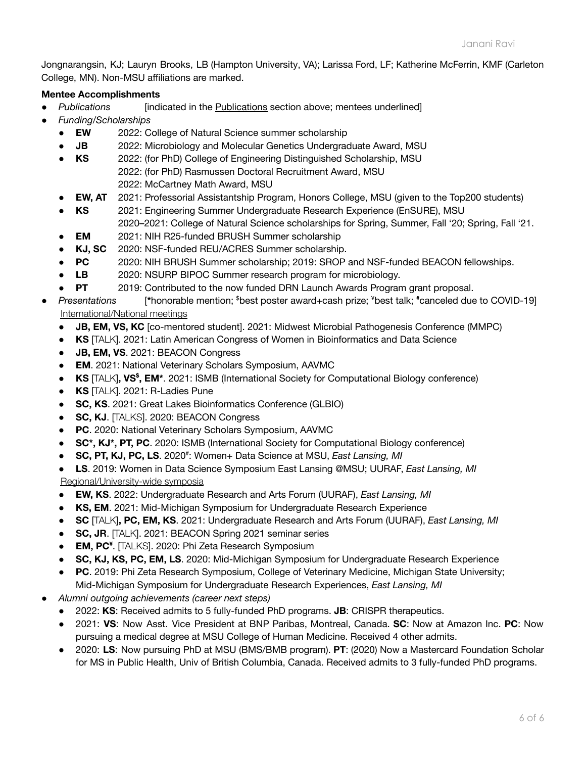Jongnarangsin, KJ; Lauryn Brooks, LB (Hampton University, VA); Larissa Ford, LF; Katherine McFerrin, KMF (Carleton College, MN). Non-MSU affiliations are marked.

**Mentee Accomplishments**

- *Publications* [indicated in the Publications section above; mentees underlined]
- *Funding/Scholarships*
  - **EW** 2022: College of Natural Science summer scholarship
  - **JB** 2022: Microbiology and Molecular Genetics Undergraduate Award, MSU
  - **KS** 2022: (for PhD) College of Engineering Distinguished Scholarship, MSU
    2022: (for PhD) Rasmussen Doctoral Recruitment Award, MSU
    2022: McCartney Math Award, MSU
  - **EW, AT** 2021: Professorial Assistantship Program, Honors College, MSU (given to the Top200 students)
  - **KS** 2021: Engineering Summer Undergraduate Research Experience (EnSURE), MSU
    2020–2021: College of Natural Science scholarships for Spring, Summer, Fall '20; Spring, Fall '21.
  - **EM** 2021: NIH R25-funded BRUSH Summer scholarship
  - **KJ, SC** 2020: NSF-funded REU/ACRES Summer scholarship.
  - **PC** 2020: NIH BRUSH Summer scholarship; 2019: SROP and NSF-funded BEACON fellowships.
  - **LB** 2020: NSURP BIPOC Summer research program for microbiology.
  - **PT** 2019: Contributed to the now funded DRN Launch Awards Program grant proposal.
- *Presentations* [*honorable mention; $best poster award+cash prize; ¥best talk; #canceled due to COVID-19]

  International/National meetings
  - **JB, EM, VS, KC** [co-mentored student]. 2021: Midwest Microbial Pathogenesis Conference (MMPC)
  - **KS** [TALK]. 2021: Latin American Congress of Women in Bioinformatics and Data Science
  - **JB, EM, VS**. 2021: BEACON Congress
  - **EM**. 2021: National Veterinary Scholars Symposium, AAVMC
  - **KS** [TALK]**, VS$, EM***. 2021: ISMB (International Society for Computational Biology conference)
  - **KS** [TALK]. 2021: R-Ladies Pune
  - **SC, KS**. 2021: Great Lakes Bioinformatics Conference (GLBIO)
  - **SC, KJ**. [TALKS]. 2020: BEACON Congress
  - **PC**. 2020: National Veterinary Scholars Symposium, AAVMC
  - **SC*, KJ*, PT, PC**. 2020: ISMB (International Society for Computational Biology conference)
  - **SC, PT, KJ, PC, LS**. 2020#: Women+ Data Science at MSU, *East Lansing, MI*
  - **LS**. 2019: Women in Data Science Symposium East Lansing @MSU; UURAF, *East Lansing, MI*

  Regional/University-wide symposia
  - **EW, KS**. 2022: Undergraduate Research and Arts Forum (UURAF), *East Lansing, MI*
  - **KS, EM**. 2021: Mid-Michigan Symposium for Undergraduate Research Experience
  - **SC** [TALK]**, PC, EM, KS**. 2021: Undergraduate Research and Arts Forum (UURAF), *East Lansing, MI*
  - **SC, JR**. [TALK]. 2021: BEACON Spring 2021 seminar series
  - **EM, PC¥**. [TALKS]. 2020: Phi Zeta Research Symposium
  - **SC, KJ, KS, PC, EM, LS**. 2020: Mid-Michigan Symposium for Undergraduate Research Experience
  - **PC**. 2019: Phi Zeta Research Symposium, College of Veterinary Medicine, Michigan State University; Mid-Michigan Symposium for Undergraduate Research Experiences, *East Lansing, MI*
- *Alumni outgoing achievements (career next steps)*
  - 2022: **KS**: Received admits to 5 fully-funded PhD programs. **JB**: CRISPR therapeutics.
  - 2021: **VS**: Now Asst. Vice President at BNP Paribas, Montreal, Canada. **SC**: Now at Amazon Inc. **PC**: Now pursuing a medical degree at MSU College of Human Medicine. Received 4 other admits.
  - 2020: **LS**: Now pursuing PhD at MSU (BMS/BMB program). **PT**: (2020) Now a Mastercard Foundation Scholar for MS in Public Health, Univ of British Columbia, Canada. Received admits to 3 fully-funded PhD programs.